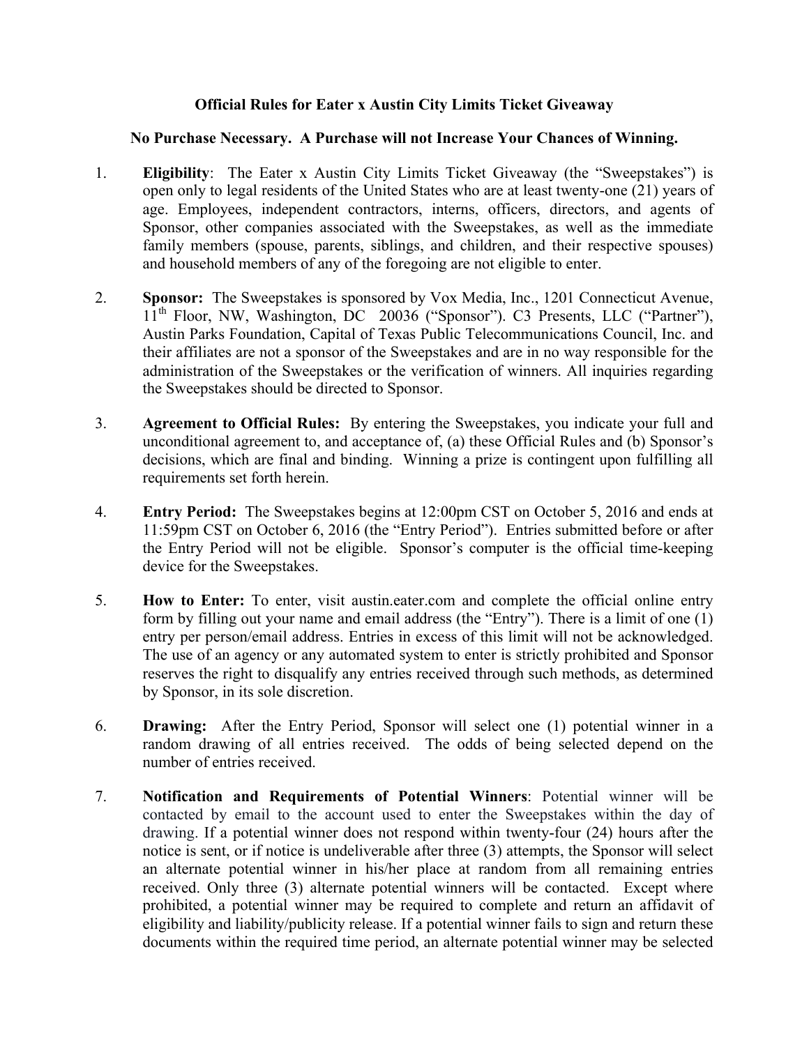# Official Rules for Eater x Austin City Limits Ticket Giveaway

**No Purchase Necessary. A Purchase will not Increase Your Chances of Winning.**

1. **Eligibility**: The Eater x Austin City Limits Ticket Giveaway (the "Sweepstakes") is open only to legal residents of the United States who are at least twenty-one (21) years of age. Employees, independent contractors, interns, officers, directors, and agents of Sponsor, other companies associated with the Sweepstakes, as well as the immediate family members (spouse, parents, siblings, and children, and their respective spouses) and household members of any of the foregoing are not eligible to enter.

2. **Sponsor:** The Sweepstakes is sponsored by Vox Media, Inc., 1201 Connecticut Avenue, 11th Floor, NW, Washington, DC 20036 ("Sponsor"). C3 Presents, LLC ("Partner"), Austin Parks Foundation, Capital of Texas Public Telecommunications Council, Inc. and their affiliates are not a sponsor of the Sweepstakes and are in no way responsible for the administration of the Sweepstakes or the verification of winners. All inquiries regarding the Sweepstakes should be directed to Sponsor.

3. **Agreement to Official Rules:** By entering the Sweepstakes, you indicate your full and unconditional agreement to, and acceptance of, (a) these Official Rules and (b) Sponsor's decisions, which are final and binding. Winning a prize is contingent upon fulfilling all requirements set forth herein.

4. **Entry Period:** The Sweepstakes begins at 12:00pm CST on October 5, 2016 and ends at 11:59pm CST on October 6, 2016 (the "Entry Period"). Entries submitted before or after the Entry Period will not be eligible. Sponsor's computer is the official time-keeping device for the Sweepstakes.

5. **How to Enter:** To enter, visit austin.eater.com and complete the official online entry form by filling out your name and email address (the "Entry"). There is a limit of one (1) entry per person/email address. Entries in excess of this limit will not be acknowledged. The use of an agency or any automated system to enter is strictly prohibited and Sponsor reserves the right to disqualify any entries received through such methods, as determined by Sponsor, in its sole discretion.

6. **Drawing:** After the Entry Period, Sponsor will select one (1) potential winner in a random drawing of all entries received. The odds of being selected depend on the number of entries received.

7. **Notification and Requirements of Potential Winners**: Potential winner will be contacted by email to the account used to enter the Sweepstakes within the day of drawing. If a potential winner does not respond within twenty-four (24) hours after the notice is sent, or if notice is undeliverable after three (3) attempts, the Sponsor will select an alternate potential winner in his/her place at random from all remaining entries received. Only three (3) alternate potential winners will be contacted. Except where prohibited, a potential winner may be required to complete and return an affidavit of eligibility and liability/publicity release. If a potential winner fails to sign and return these documents within the required time period, an alternate potential winner may be selected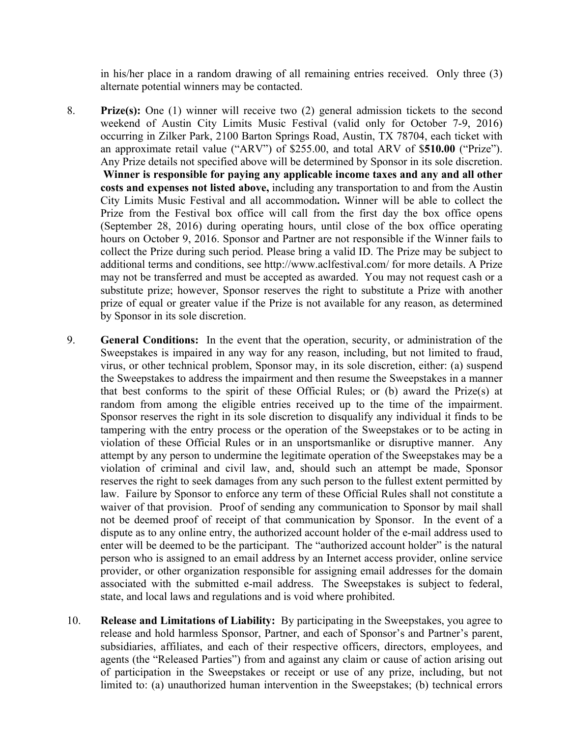in his/her place in a random drawing of all remaining entries received. Only three (3) alternate potential winners may be contacted.

8. **Prize(s):** One (1) winner will receive two (2) general admission tickets to the second weekend of Austin City Limits Music Festival (valid only for October 7-9, 2016) occurring in Zilker Park, 2100 Barton Springs Road, Austin, TX 78704, each ticket with an approximate retail value ("ARV") of $255.00, and total ARV of $**510.00** ("Prize"). Any Prize details not specified above will be determined by Sponsor in its sole discretion. **Winner is responsible for paying any applicable income taxes and any and all other costs and expenses not listed above,** including any transportation to and from the Austin City Limits Music Festival and all accommodation**.** Winner will be able to collect the Prize from the Festival box office will call from the first day the box office opens (September 28, 2016) during operating hours, until close of the box office operating hours on October 9, 2016. Sponsor and Partner are not responsible if the Winner fails to collect the Prize during such period. Please bring a valid ID. The Prize may be subject to additional terms and conditions, see http://www.aclfestival.com/ for more details. A Prize may not be transferred and must be accepted as awarded. You may not request cash or a substitute prize; however, Sponsor reserves the right to substitute a Prize with another prize of equal or greater value if the Prize is not available for any reason, as determined by Sponsor in its sole discretion.

9. **General Conditions:** In the event that the operation, security, or administration of the Sweepstakes is impaired in any way for any reason, including, but not limited to fraud, virus, or other technical problem, Sponsor may, in its sole discretion, either: (a) suspend the Sweepstakes to address the impairment and then resume the Sweepstakes in a manner that best conforms to the spirit of these Official Rules; or (b) award the Prize(s) at random from among the eligible entries received up to the time of the impairment. Sponsor reserves the right in its sole discretion to disqualify any individual it finds to be tampering with the entry process or the operation of the Sweepstakes or to be acting in violation of these Official Rules or in an unsportsmanlike or disruptive manner. Any attempt by any person to undermine the legitimate operation of the Sweepstakes may be a violation of criminal and civil law, and, should such an attempt be made, Sponsor reserves the right to seek damages from any such person to the fullest extent permitted by law. Failure by Sponsor to enforce any term of these Official Rules shall not constitute a waiver of that provision. Proof of sending any communication to Sponsor by mail shall not be deemed proof of receipt of that communication by Sponsor. In the event of a dispute as to any online entry, the authorized account holder of the e-mail address used to enter will be deemed to be the participant. The "authorized account holder" is the natural person who is assigned to an email address by an Internet access provider, online service provider, or other organization responsible for assigning email addresses for the domain associated with the submitted e-mail address. The Sweepstakes is subject to federal, state, and local laws and regulations and is void where prohibited.

10. **Release and Limitations of Liability:** By participating in the Sweepstakes, you agree to release and hold harmless Sponsor, Partner, and each of Sponsor's and Partner's parent, subsidiaries, affiliates, and each of their respective officers, directors, employees, and agents (the "Released Parties") from and against any claim or cause of action arising out of participation in the Sweepstakes or receipt or use of any prize, including, but not limited to: (a) unauthorized human intervention in the Sweepstakes; (b) technical errors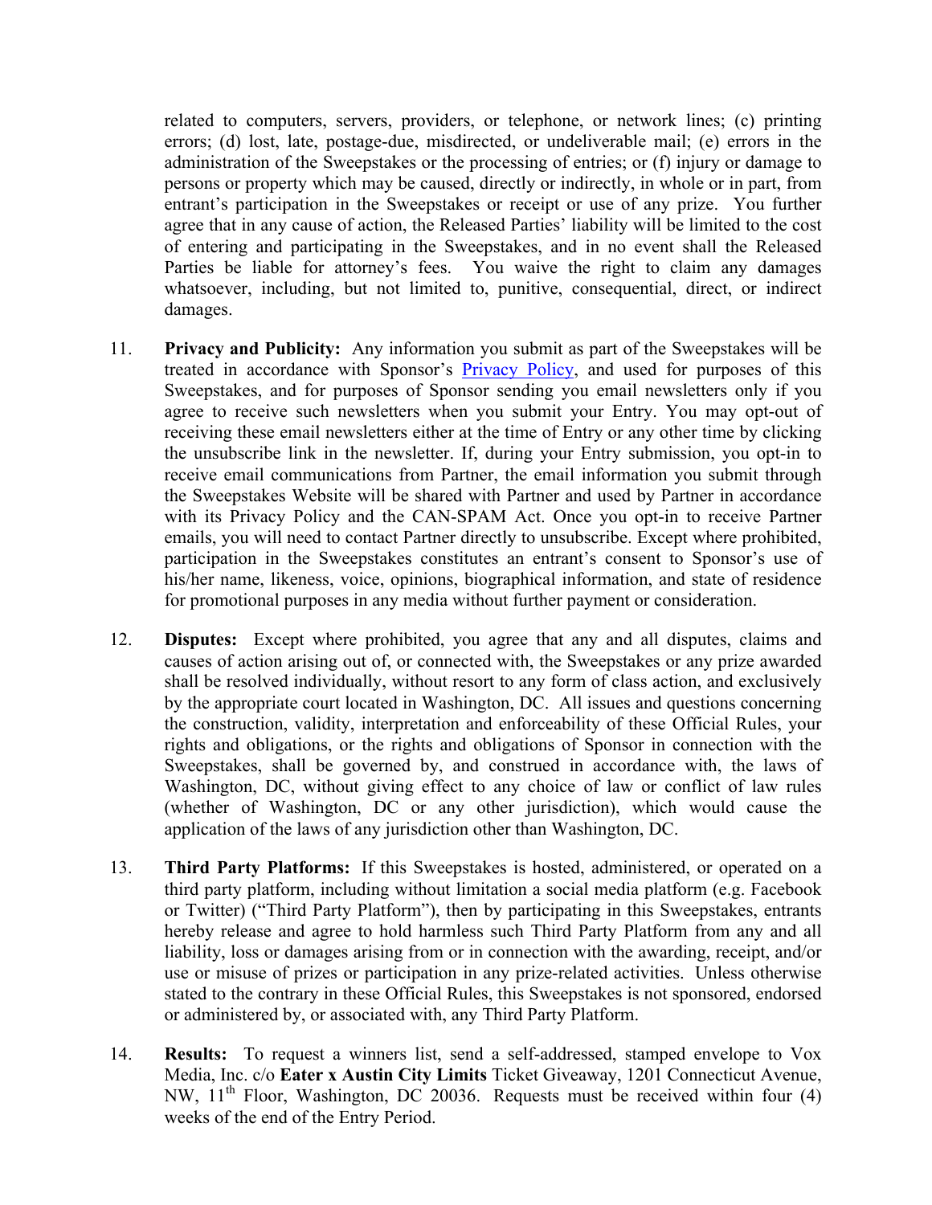related to computers, servers, providers, or telephone, or network lines; (c) printing errors; (d) lost, late, postage-due, misdirected, or undeliverable mail; (e) errors in the administration of the Sweepstakes or the processing of entries; or (f) injury or damage to persons or property which may be caused, directly or indirectly, in whole or in part, from entrant's participation in the Sweepstakes or receipt or use of any prize. You further agree that in any cause of action, the Released Parties' liability will be limited to the cost of entering and participating in the Sweepstakes, and in no event shall the Released Parties be liable for attorney's fees. You waive the right to claim any damages whatsoever, including, but not limited to, punitive, consequential, direct, or indirect damages.

11. **Privacy and Publicity:** Any information you submit as part of the Sweepstakes will be treated in accordance with Sponsor's Privacy Policy, and used for purposes of this Sweepstakes, and for purposes of Sponsor sending you email newsletters only if you agree to receive such newsletters when you submit your Entry. You may opt-out of receiving these email newsletters either at the time of Entry or any other time by clicking the unsubscribe link in the newsletter. If, during your Entry submission, you opt-in to receive email communications from Partner, the email information you submit through the Sweepstakes Website will be shared with Partner and used by Partner in accordance with its Privacy Policy and the CAN-SPAM Act. Once you opt-in to receive Partner emails, you will need to contact Partner directly to unsubscribe. Except where prohibited, participation in the Sweepstakes constitutes an entrant's consent to Sponsor's use of his/her name, likeness, voice, opinions, biographical information, and state of residence for promotional purposes in any media without further payment or consideration.

12. **Disputes:** Except where prohibited, you agree that any and all disputes, claims and causes of action arising out of, or connected with, the Sweepstakes or any prize awarded shall be resolved individually, without resort to any form of class action, and exclusively by the appropriate court located in Washington, DC. All issues and questions concerning the construction, validity, interpretation and enforceability of these Official Rules, your rights and obligations, or the rights and obligations of Sponsor in connection with the Sweepstakes, shall be governed by, and construed in accordance with, the laws of Washington, DC, without giving effect to any choice of law or conflict of law rules (whether of Washington, DC or any other jurisdiction), which would cause the application of the laws of any jurisdiction other than Washington, DC.

13. **Third Party Platforms:** If this Sweepstakes is hosted, administered, or operated on a third party platform, including without limitation a social media platform (e.g. Facebook or Twitter) ("Third Party Platform"), then by participating in this Sweepstakes, entrants hereby release and agree to hold harmless such Third Party Platform from any and all liability, loss or damages arising from or in connection with the awarding, receipt, and/or use or misuse of prizes or participation in any prize-related activities. Unless otherwise stated to the contrary in these Official Rules, this Sweepstakes is not sponsored, endorsed or administered by, or associated with, any Third Party Platform.

14. **Results:** To request a winners list, send a self-addressed, stamped envelope to Vox Media, Inc. c/o **Eater x Austin City Limits** Ticket Giveaway, 1201 Connecticut Avenue, NW, 11th Floor, Washington, DC 20036. Requests must be received within four (4) weeks of the end of the Entry Period.